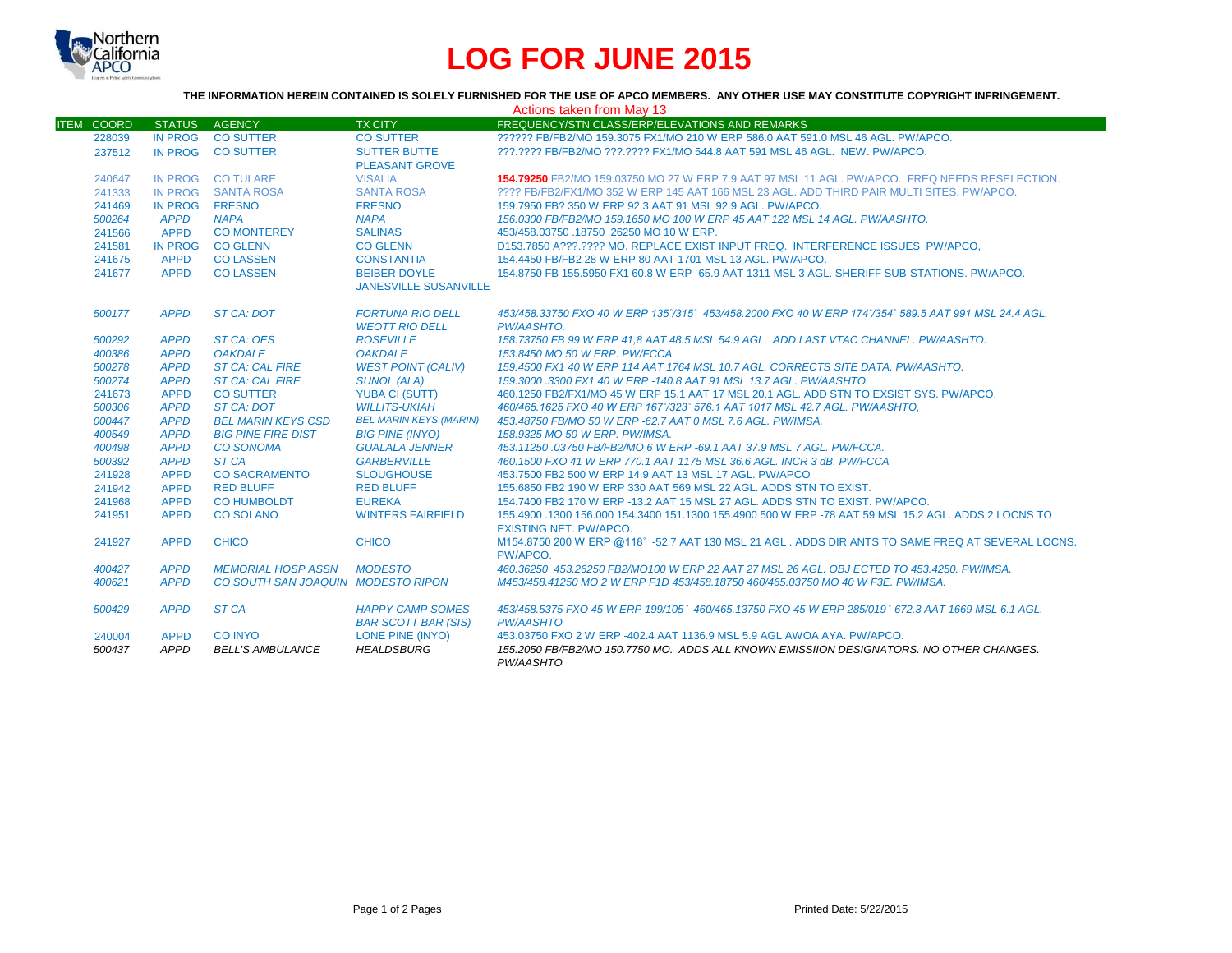# LOG FOR JUNE 2015

**THE INFORMATION HEREIN CONTAINED IS SOLELY FURNISHED FOR THE USE OF APCO MEMBERS. ANY OTHER USE MAY CONSTITUTE COPYRIGHT INFRINGEMENT.**

Actions taken from May 13

| ITEM | COORD | STATUS | AGENCY | TX CITY | FREQUENCY/STN CLASS/ERP/ELEVATIONS AND REMARKS |
|---|---|---|---|---|---|
| | 228039 | IN PROG | CO SUTTER | CO SUTTER | ?????? FB/FB2/MO 159.3075 FX1/MO 210 W ERP 586.0 AAT 591.0 MSL 46 AGL. PW/APCO. |
| | 237512 | IN PROG | CO SUTTER | SUTTER BUTTE PLEASANT GROVE | ???.???? FB/FB2/MO ???.???? FX1/MO 544.8 AAT 591 MSL 46 AGL. NEW. PW/APCO. |
| | 240647 | IN PROG | CO TULARE | VISALIA | **154.79250** FB2/MO 159.03750 MO 27 W ERP 7.9 AAT 97 MSL 11 AGL. PW/APCO. FREQ NEEDS RESELECTION. |
| | 241333 | IN PROG | SANTA ROSA | SANTA ROSA | ???? FB/FB2/FX1/MO 352 W ERP 145 AAT 166 MSL 23 AGL. ADD THIRD PAIR MULTI SITES. PW/APCO. |
| | 241469 | IN PROG | FRESNO | FRESNO | 159.7950 FB? 350 W ERP 92.3 AAT 91 MSL 92.9 AGL. PW/APCO. |
| | *500264* | *APPD* | *NAPA* | *NAPA* | *156.0300 FB/FB2/MO 159.1650 MO 100 W ERP 45 AAT 122 MSL 14 AGL. PW/AASHTO.* |
| | 241566 | APPD | CO MONTEREY | SALINAS | 453/458.03750 .18750 .26250 MO 10 W ERP. |
| | 241581 | IN PROG | CO GLENN | CO GLENN | D153.7850 A???.???? MO. REPLACE EXIST INPUT FREQ. INTERFERENCE ISSUES PW/APCO, |
| | 241675 | APPD | CO LASSEN | CONSTANTIA | 154.4450 FB/FB2 28 W ERP 80 AAT 1701 MSL 13 AGL. PW/APCO. |
| | 241677 | APPD | CO LASSEN | BEIBER DOYLE JANESVILLE SUSANVILLE | 154.8750 FB 155.5950 FX1 60.8 W ERP -65.9 AAT 1311 MSL 3 AGL. SHERIFF SUB-STATIONS. PW/APCO. |
| | *500177* | *APPD* | *ST CA: DOT* | *FORTUNA RIO DELL WEOTT RIO DELL* | *453/458.33750 FXO 40 W ERP 135˚/315˚ 453/458.2000 FXO 40 W ERP 174˚/354˚ 589.5 AAT 991 MSL 24.4 AGL. PW/AASHTO.* |
| | *500292* | *APPD* | *ST CA: OES* | *ROSEVILLE* | *158.73750 FB 99 W ERP 41,8 AAT 48.5 MSL 54.9 AGL. ADD LAST VTAC CHANNEL. PW/AASHTO.* |
| | *400386* | *APPD* | *OAKDALE* | *OAKDALE* | *153.8450 MO 50 W ERP. PW/FCCA.* |
| | *500278* | *APPD* | *ST CA: CAL FIRE* | *WEST POINT (CALIV)* | *159.4500 FX1 40 W ERP 114 AAT 1764 MSL 10.7 AGL. CORRECTS SITE DATA. PW/AASHTO.* |
| | *500274* | *APPD* | *ST CA: CAL FIRE* | *SUNOL (ALA)* | *159.3000 .3300 FX1 40 W ERP -140.8 AAT 91 MSL 13.7 AGL. PW/AASHTO.* |
| | 241673 | APPD | CO SUTTER | YUBA CI (SUTT) | 460.1250 FB2/FX1/MO 45 W ERP 15.1 AAT 17 MSL 20.1 AGL. ADD STN TO EXSIST SYS. PW/APCO. |
| | *500306* | *APPD* | *ST CA: DOT* | *WILLITS-UKIAH* | *460/465.1625 FXO 40 W ERP 167˚/323˚ 576.1 AAT 1017 MSL 42.7 AGL. PW/AASHTO,* |
| | *000447* | *APPD* | *BEL MARIN KEYS CSD* | *BEL MARIN KEYS (MARIN)* | *453.48750 FB/MO 50 W ERP -62.7 AAT 0 MSL 7.6 AGL. PW/IMSA.* |
| | *400549* | *APPD* | *BIG PINE FIRE DIST* | *BIG PINE (INYO)* | *158.9325 MO 50 W ERP. PW/IMSA.* |
| | *400498* | *APPD* | *CO SONOMA* | *GUALALA JENNER* | *453.11250 .03750 FB/FB2/MO 6 W ERP -69.1 AAT 37.9 MSL 7 AGL. PW/FCCA.* |
| | *500392* | *APPD* | *ST CA* | *GARBERVILLE* | *460.1500 FXO 41 W ERP 770.1 AAT 1175 MSL 36.6 AGL. INCR 3 dB. PW/FCCA* |
| | 241928 | APPD | CO SACRAMENTO | SLOUGHOUSE | 453.7500 FB2 500 W ERP 14.9 AAT 13 MSL 17 AGL. PW/APCO |
| | 241942 | APPD | RED BLUFF | RED BLUFF | 155.6850 FB2 190 W ERP 330 AAT 569 MSL 22 AGL. ADDS STN TO EXIST. |
| | 241968 | APPD | CO HUMBOLDT | EUREKA | 154.7400 FB2 170 W ERP -13.2 AAT 15 MSL 27 AGL. ADDS STN TO EXIST. PW/APCO. |
| | 241951 | APPD | CO SOLANO | WINTERS FAIRFIELD | 155.4900 .1300 156.000 154.3400 151.1300 155.4900 500 W ERP -78 AAT 59 MSL 15.2 AGL. ADDS 2 LOCNS TO EXISTING NET. PW/APCO. |
| | 241927 | APPD | CHICO | CHICO | M154.8750 200 W ERP @118˚ -52.7 AAT 130 MSL 21 AGL . ADDS DIR ANTS TO SAME FREQ AT SEVERAL LOCNS. PW/APCO. |
| | *400427* | *APPD* | *MEMORIAL HOSP ASSN* | *MODESTO* | *460.36250 453.26250 FB2/MO100 W ERP 22 AAT 27 MSL 26 AGL. OBJ ECTED TO 453.4250. PW/IMSA.* |
| | *400621* | *APPD* | *CO SOUTH SAN JOAQUIN* | *MODESTO RIPON* | *M453/458.41250 MO 2 W ERP F1D 453/458.18750 460/465.03750 MO 40 W F3E. PW/IMSA.* |
| | *500429* | *APPD* | *ST CA* | *HAPPY CAMP SOMES BAR SCOTT BAR (SIS)* | *453/458.5375 FXO 45 W ERP 199/105˚ 460/465.13750 FXO 45 W ERP 285/019˚ 672.3 AAT 1669 MSL 6.1 AGL. PW/AASHTO* |
| | 240004 | APPD | CO INYO | LONE PINE (INYO) | 453.03750 FXO 2 W ERP -402.4 AAT 1136.9 MSL 5.9 AGL AWOA AYA. PW/APCO. |
| | *500437* | *APPD* | *BELL'S AMBULANCE* | *HEALDSBURG* | *155.2050 FB/FB2/MO 150.7750 MO. ADDS ALL KNOWN EMISSIION DESIGNATORS. NO OTHER CHANGES. PW/AASHTO* |

Printed Date: 5/22/2015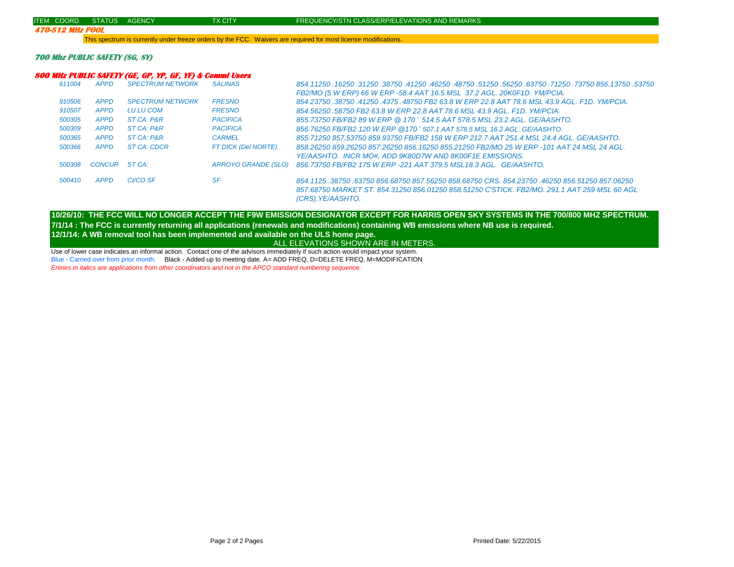| ITEM | COORD | STATUS | AGENCY | TX CITY | FREQUENCY/STN CLASS/ERP/ELEVATIONS AND REMARKS |
|---|---|---|---|---|---|

***470-512 MHz POOL***

This spectrum is currently under freeze orders by the FCC. Waivers are required for most license modifications.

***700 Mhz PUBLIC SAFETY (SG, SY)***

***800 MHz PUBLIC SAFETY (GE, GP, YP, GF, YF) & Comml Users***

| ITEM | COORD | STATUS | AGENCY | TX CITY | FREQUENCY/STN CLASS/ERP/ELEVATIONS AND REMARKS |
|---|---|---|---|---|---|
| | *611004* | *APPD* | *SPECTRUM NETWORK* | *SALINAS* | *854.11250 .16250 .31250 .38750 .41250 .46250 .48750 .51250 .56250 .63750 .71250 .73750 856.13750 .53750 FB2/MO (5 W ERP) 66 W ERP -58.4 AAT 16.5 MSL 37.2 AGL. 20K0F1D. YM/PCIA.* |
| | *910506* | *APPD* | *SPECTRUM NETWORK* | *FRESNO* | *854.23750 .38750 .41250 .4375 .48750 FB2 63.8 W ERP 22.8 AAT 78.6 MSL 43.9 AGL. F1D. YM/PCIA.* |
| | *910507* | *APPD* | *LU LU COM* | *FRESNO* | *854.56250 .58750 FB2 63.8 W ERP 22.8 AAT 78.6 MSL 43.9 AGL. F1D. YM/PCIA.* |
| | *500305* | *APPD* | *ST CA: P&R* | *PACIFICA* | *855.73750 FB/FB2 89 W ERP @ 170˚ 514.5 AAT 578.5 MSL 23.2 AGL. GE/AASHTO.* |
| | *500309* | *APPD* | *ST CA: P&R* | *PACIFICA* | *856.76250 FB/FB2 120 W ERP @170˚ 507.1 AAT 578.5 MSL 16.2 AGL. GE/AASHTO.* |
| | *500365* | *APPD* | *ST CA: P&R* | *CARMEL* | *855.71250 857.53750 859.93750 FB/FB2 158 W ERP 212.7 AAT 251.4 MSL 24.4 AGL. GE/AASHTO.* |
| | *500366* | *APPD* | *ST CA: CDCR* | *FT DICK (Del NORTE)* | *858.26250 859.26250 857.26250 856.16250 855.21250 FB2/MO 25 W ERP -101 AAT 24 MSL 24 AGL. YE/AASHTO. INCR MO#, ADD 9K80D7W AND 8K00F1E EMISSIONS.* |
| | *500308* | *CONCUR* | *ST CA:* | *ARROYO GRANDE (SLO)* | *856.73750 FB/FB2 175 W ERP -221 AAT 379.5 MSL18.3 AGL. GE/AASHTO.* |
| | *500410* | *APPD* | *CI/CO SF* | *SF* | *854.1125 .38750 .63750 856.68750 857.56250 858.68750 CRS. 854.23750 .46250 856.51250 857.06250 857.68750 MARKET ST. 854.31250 856.01250 858.51250 C'STICK. FB2/MO. 291.1 AAT 259 MSL 60 AGL (CRS).YE/AASHTO.* |

**10/26/10: THE FCC WILL NO LONGER ACCEPT THE F9W EMISSION DESIGNATOR EXCEPT FOR HARRIS OPEN SKY SYSTEMS IN THE 700/800 MHZ SPECTRUM.**

**7/1/14 : The FCC is currently returning all applications (renewals and modifications) containing WB emissions where NB use is required.**

**12/1/14: A WB removal tool has been implemented and available on the ULS home page.**

ALL ELEVATIONS SHOWN ARE IN METERS.

Use of lower case indicates an informal action. Contact one of the advisors immediately if such action would impact your system.

Blue - Carried over from prior month. Black - Added up to meeting date. A= ADD FREQ, D=DELETE FREQ, M=MODIFICATION

*Entries in italics are applications from other coordinators and not in the APCO standard numbering sequence.*

Printed Date: 5/22/2015